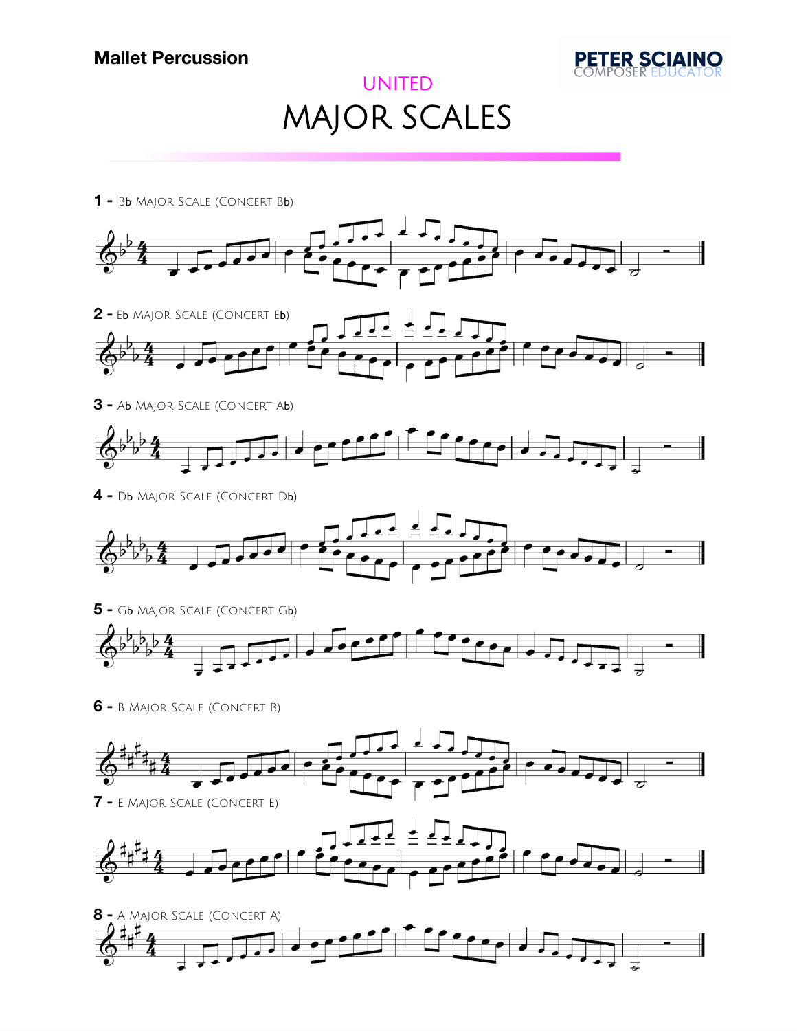**Mallet Percussion**

PETER SCIAINO
COMPOSER EDUCATOR

UNITED

# MAJOR SCALES

**1 -** Bb Major Scale (Concert Bb)

**2 -** Eb Major Scale (Concert Eb)

**3 -** Ab Major Scale (Concert Ab)

**4 -** Db Major Scale (Concert Db)

**5 -** Gb Major Scale (Concert Gb)

**6 -** B Major Scale (Concert B)

**7 -** E Major Scale (Concert E)

**8 -** A Major Scale (Concert A)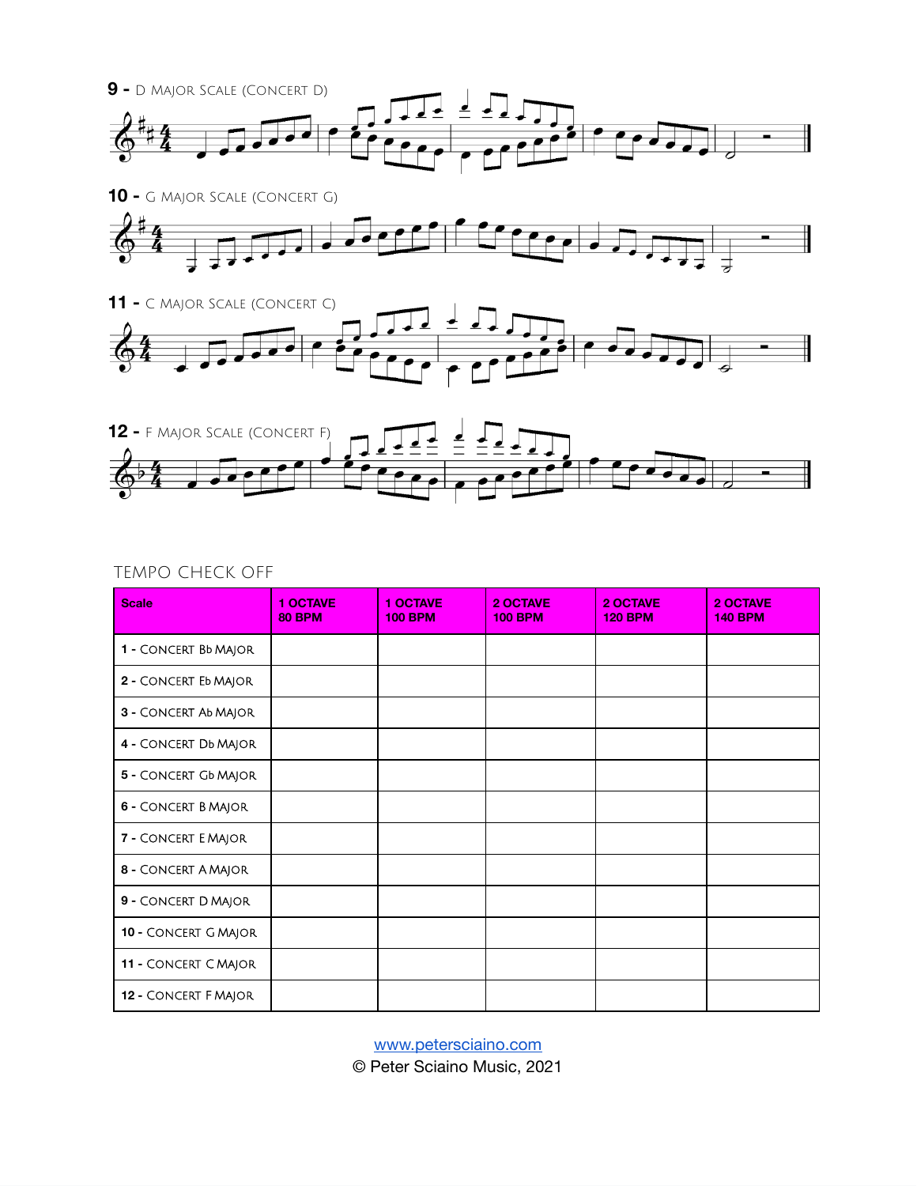**9 -** D Major Scale (Concert D)

**10 -** G Major Scale (Concert G)

**11 -** C Major Scale (Concert C)

**12 -** F Major Scale (Concert F)

## Tempo Check Off

| Scale | 1 OCTAVE 80 BPM | 1 OCTAVE 100 BPM | 2 OCTAVE 100 BPM | 2 OCTAVE 120 BPM | 2 OCTAVE 140 BPM |
|---|---|---|---|---|---|
| **1 -** Concert Bb Major | | | | | |
| **2 -** Concert Eb Major | | | | | |
| **3 -** Concert Ab Major | | | | | |
| **4 -** Concert Db Major | | | | | |
| **5 -** Concert Gb Major | | | | | |
| **6 -** Concert B Major | | | | | |
| **7 -** Concert E Major | | | | | |
| **8 -** Concert A Major | | | | | |
| **9 -** Concert D Major | | | | | |
| **10 -** Concert G Major | | | | | |
| **11 -** Concert C Major | | | | | |
| **12 -** Concert F Major | | | | | |

www.petersciaino.com

© Peter Sciaino Music, 2021